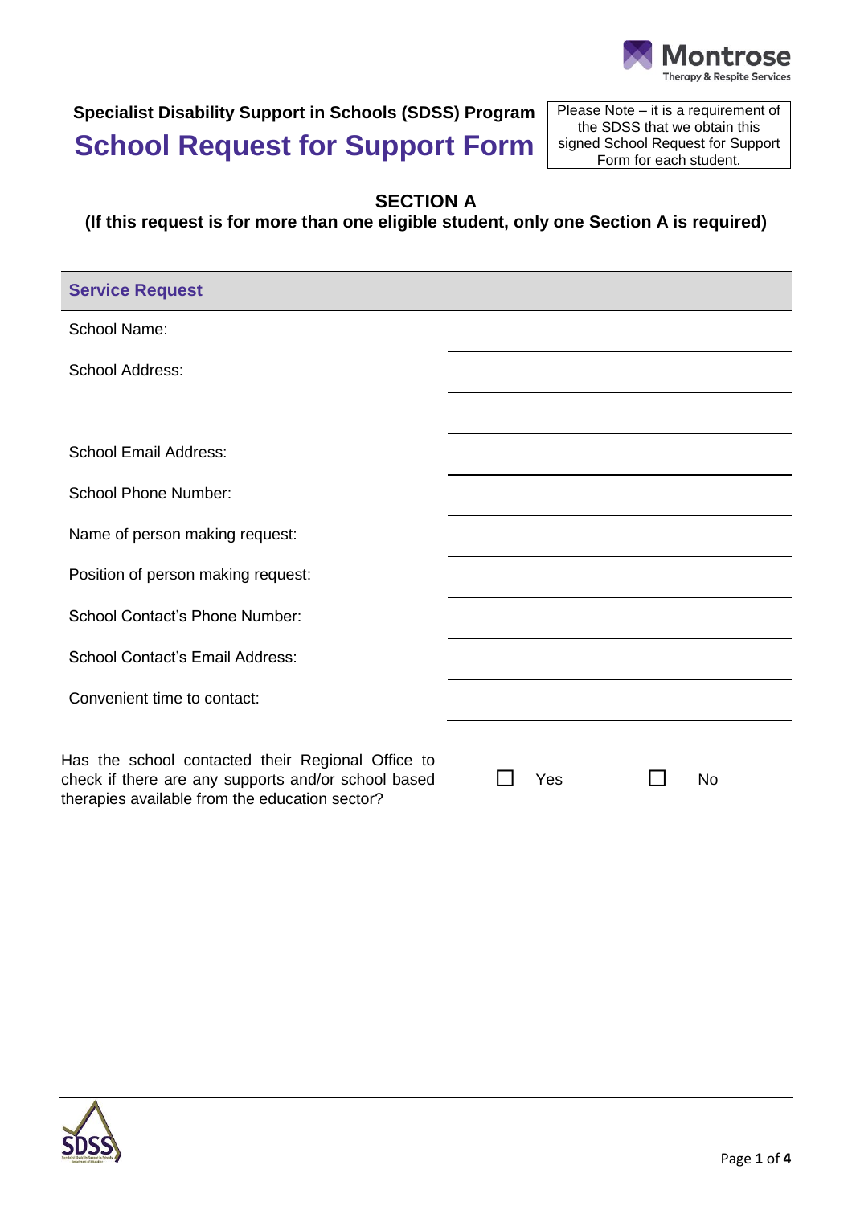**Specialist Disability Support in Schools (SDSS) Program**

# School Request for Support Form

Please Note – it is a requirement of the SDSS that we obtain this signed School Request for Support Form for each student.

## SECTION A

**(If this request is for more than one eligible student, only one Section A is required)**

### Service Request

| | |
|---|---|
| School Name: | |
| School Address: | |
| | |
| School Email Address: | |
| School Phone Number: | |
| Name of person making request: | |
| Position of person making request: | |
| School Contact's Phone Number: | |
| School Contact's Email Address: | |
| Convenient time to contact: | |

Has the school contacted their Regional Office to check if there are any supports and/or school based therapies available from the education sector?

☐ Yes ☐ No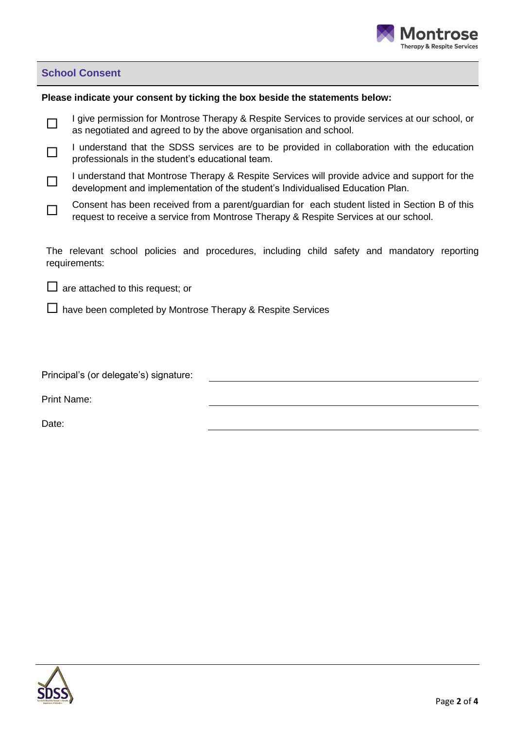## School Consent

**Please indicate your consent by ticking the box beside the statements below:**

- ☐ I give permission for Montrose Therapy & Respite Services to provide services at our school, or as negotiated and agreed to by the above organisation and school.
- ☐ I understand that the SDSS services are to be provided in collaboration with the education professionals in the student's educational team.
- ☐ I understand that Montrose Therapy & Respite Services will provide advice and support for the development and implementation of the student's Individualised Education Plan.
- ☐ Consent has been received from a parent/guardian for each student listed in Section B of this request to receive a service from Montrose Therapy & Respite Services at our school.

The relevant school policies and procedures, including child safety and mandatory reporting requirements:

- ☐ are attached to this request; or
- ☐ have been completed by Montrose Therapy & Respite Services

Principal's (or delegate's) signature: ______________________________

Print Name: ______________________________

Date: ______________________________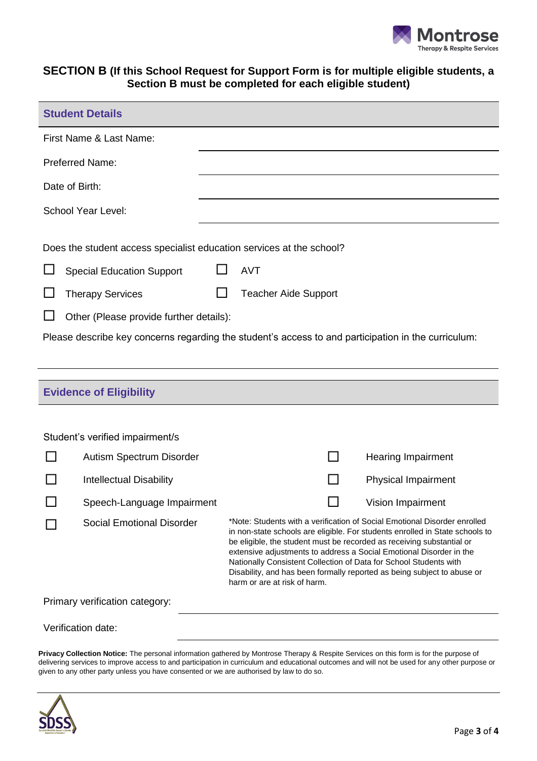## SECTION B (If this School Request for Support Form is for multiple eligible students, a Section B must be completed for each eligible student)

### Student Details

First Name & Last Name: ______________________

Preferred Name: ______________________

Date of Birth: ______________________

School Year Level: ______________________

Does the student access specialist education services at the school?

- ☐ Special Education Support
- ☐ AVT
- ☐ Therapy Services
- ☐ Teacher Aide Support
- ☐ Other (Please provide further details):

Please describe key concerns regarding the student's access to and participation in the curriculum:

______________________

### Evidence of Eligibility

Student's verified impairment/s

- ☐ Autism Spectrum Disorder
- ☐ Hearing Impairment
- ☐ Intellectual Disability
- ☐ Physical Impairment
- ☐ Speech-Language Impairment
- ☐ Vision Impairment
- ☐ Social Emotional Disorder

*Note: Students with a verification of Social Emotional Disorder enrolled in non-state schools are eligible. For students enrolled in State schools to be eligible, the student must be recorded as receiving substantial or extensive adjustments to address a Social Emotional Disorder in the Nationally Consistent Collection of Data for School Students with Disability, and has been formally reported as being subject to abuse or harm or are at risk of harm.

Primary verification category: ______________________

Verification date: ______________________

**Privacy Collection Notice:** The personal information gathered by Montrose Therapy & Respite Services on this form is for the purpose of delivering services to improve access to and participation in curriculum and educational outcomes and will not be used for any other purpose or given to any other party unless you have consented or we are authorised by law to do so.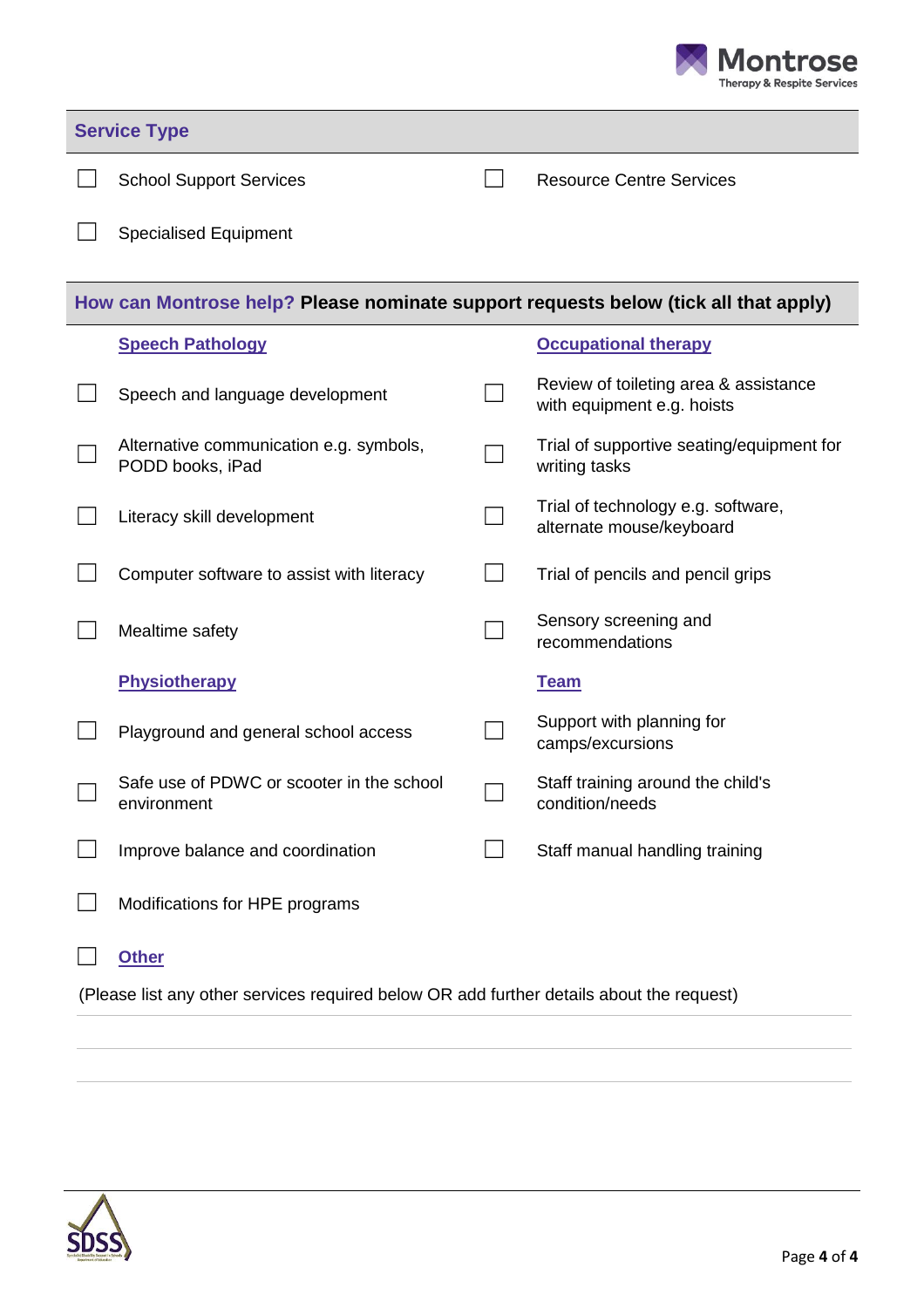## Service Type

☐ School Support Services

☐ Resource Centre Services

☐ Specialised Equipment

## How can Montrose help? Please nominate support requests below (tick all that apply)

**Speech Pathology**

☐ Speech and language development

☐ Alternative communication e.g. symbols, PODD books, iPad

☐ Literacy skill development

☐ Computer software to assist with literacy

☐ Mealtime safety

**Occupational therapy**

☐ Review of toileting area & assistance with equipment e.g. hoists

☐ Trial of supportive seating/equipment for writing tasks

☐ Trial of technology e.g. software, alternate mouse/keyboard

☐ Trial of pencils and pencil grips

☐ Sensory screening and recommendations

**Physiotherapy**

☐ Playground and general school access

☐ Safe use of PDWC or scooter in the school environment

☐ Improve balance and coordination

☐ Modifications for HPE programs

**Team**

☐ Support with planning for camps/excursions

☐ Staff training around the child's condition/needs

☐ Staff manual handling training

☐ **Other**

(Please list any other services required below OR add further details about the request)

_______________________________________________

_______________________________________________

_______________________________________________